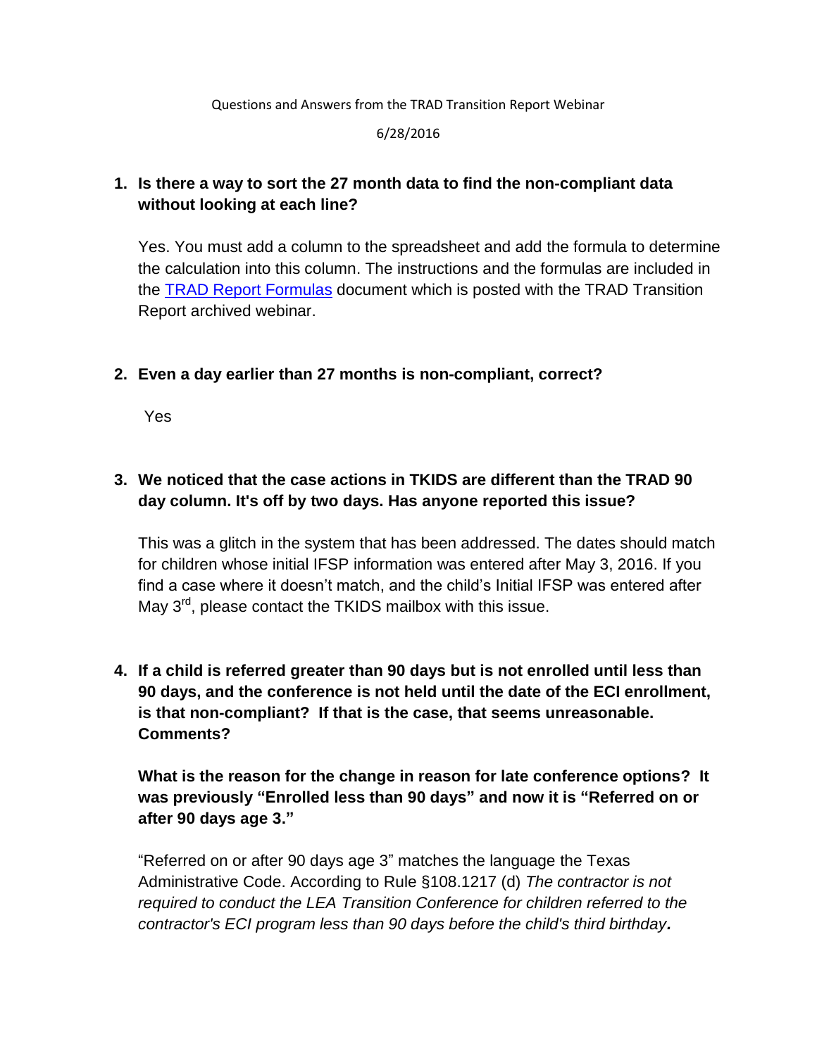Questions and Answers from the TRAD Transition Report Webinar

6/28/2016

1. **Is there a way to sort the 27 month data to find the non-compliant data without looking at each line?**

   Yes. You must add a column to the spreadsheet and add the formula to determine the calculation into this column. The instructions and the formulas are included in the TRAD Report Formulas document which is posted with the TRAD Transition Report archived webinar.

2. **Even a day earlier than 27 months is non-compliant, correct?**

   Yes

3. **We noticed that the case actions in TKIDS are different than the TRAD 90 day column. It's off by two days. Has anyone reported this issue?**

   This was a glitch in the system that has been addressed. The dates should match for children whose initial IFSP information was entered after May 3, 2016. If you find a case where it doesn't match, and the child's Initial IFSP was entered after May 3rd, please contact the TKIDS mailbox with this issue.

4. **If a child is referred greater than 90 days but is not enrolled until less than 90 days, and the conference is not held until the date of the ECI enrollment, is that non-compliant? If that is the case, that seems unreasonable. Comments?**

   **What is the reason for the change in reason for late conference options? It was previously "Enrolled less than 90 days" and now it is "Referred on or after 90 days age 3."**

   "Referred on or after 90 days age 3" matches the language the Texas Administrative Code. According to Rule §108.1217 (d) *The contractor is not required to conduct the LEA Transition Conference for children referred to the contractor's ECI program less than 90 days before the child's third birthday*.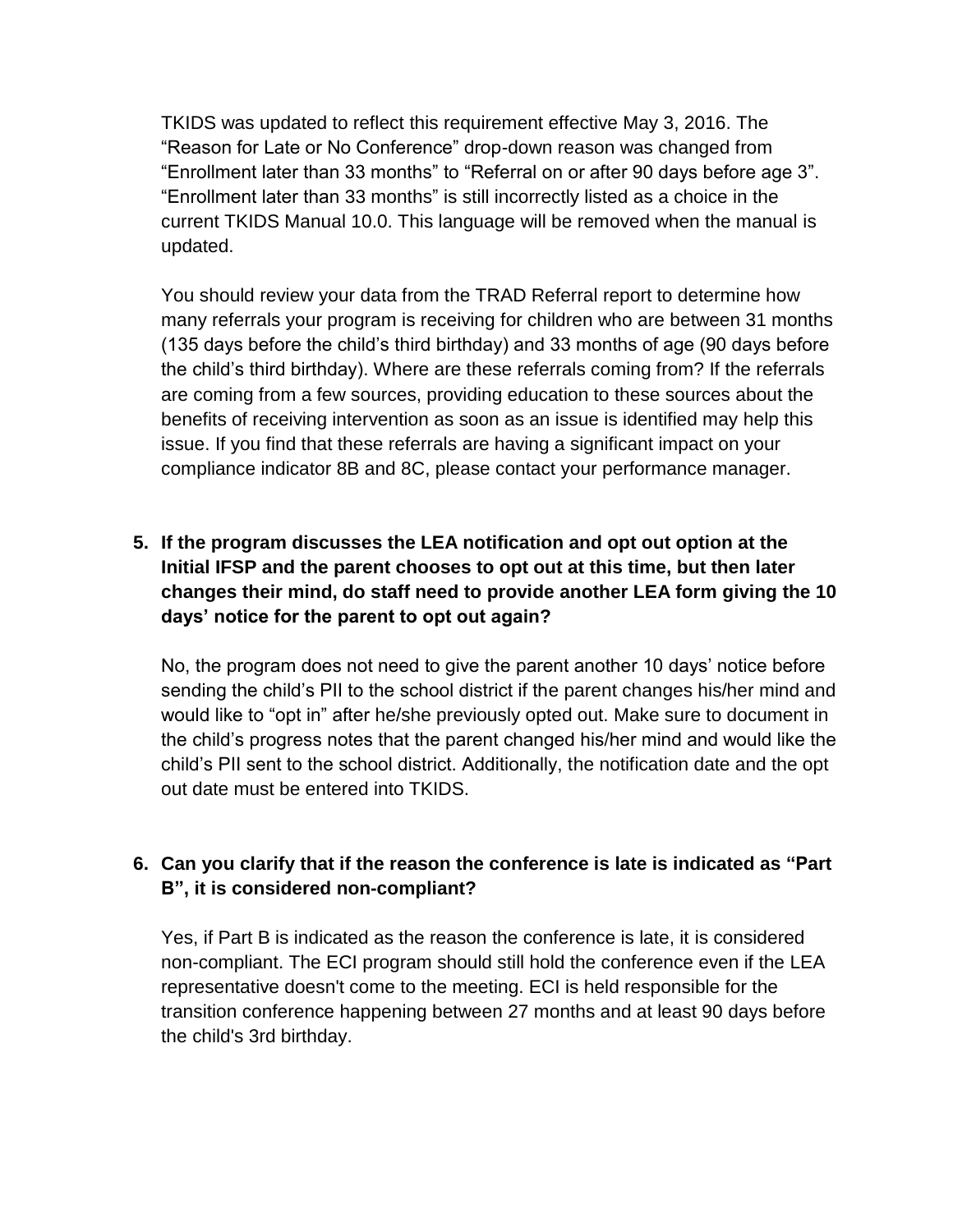TKIDS was updated to reflect this requirement effective May 3, 2016. The "Reason for Late or No Conference" drop-down reason was changed from "Enrollment later than 33 months" to "Referral on or after 90 days before age 3". "Enrollment later than 33 months" is still incorrectly listed as a choice in the current TKIDS Manual 10.0. This language will be removed when the manual is updated.

You should review your data from the TRAD Referral report to determine how many referrals your program is receiving for children who are between 31 months (135 days before the child's third birthday) and 33 months of age (90 days before the child's third birthday). Where are these referrals coming from? If the referrals are coming from a few sources, providing education to these sources about the benefits of receiving intervention as soon as an issue is identified may help this issue. If you find that these referrals are having a significant impact on your compliance indicator 8B and 8C, please contact your performance manager.

5. **If the program discusses the LEA notification and opt out option at the Initial IFSP and the parent chooses to opt out at this time, but then later changes their mind, do staff need to provide another LEA form giving the 10 days' notice for the parent to opt out again?**

   No, the program does not need to give the parent another 10 days' notice before sending the child's PII to the school district if the parent changes his/her mind and would like to "opt in" after he/she previously opted out. Make sure to document in the child's progress notes that the parent changed his/her mind and would like the child's PII sent to the school district. Additionally, the notification date and the opt out date must be entered into TKIDS.

6. **Can you clarify that if the reason the conference is late is indicated as "Part B", it is considered non-compliant?**

   Yes, if Part B is indicated as the reason the conference is late, it is considered non-compliant. The ECI program should still hold the conference even if the LEA representative doesn't come to the meeting. ECI is held responsible for the transition conference happening between 27 months and at least 90 days before the child's 3rd birthday.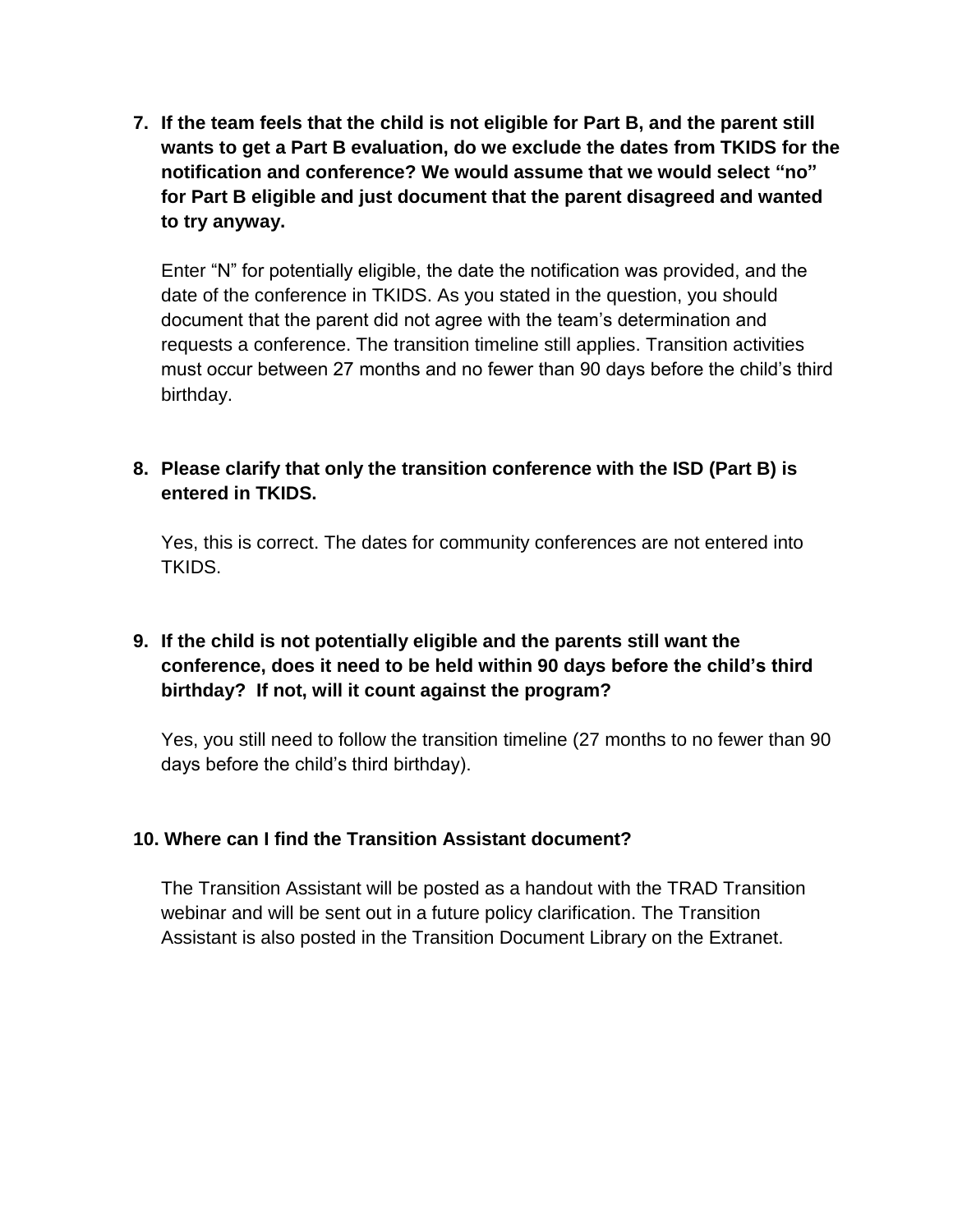7. **If the team feels that the child is not eligible for Part B, and the parent still wants to get a Part B evaluation, do we exclude the dates from TKIDS for the notification and conference? We would assume that we would select "no" for Part B eligible and just document that the parent disagreed and wanted to try anyway.**

   Enter "N" for potentially eligible, the date the notification was provided, and the date of the conference in TKIDS. As you stated in the question, you should document that the parent did not agree with the team's determination and requests a conference. The transition timeline still applies. Transition activities must occur between 27 months and no fewer than 90 days before the child's third birthday.

8. **Please clarify that only the transition conference with the ISD (Part B) is entered in TKIDS.**

   Yes, this is correct. The dates for community conferences are not entered into TKIDS.

9. **If the child is not potentially eligible and the parents still want the conference, does it need to be held within 90 days before the child's third birthday? If not, will it count against the program?**

   Yes, you still need to follow the transition timeline (27 months to no fewer than 90 days before the child's third birthday).

10. **Where can I find the Transition Assistant document?**

    The Transition Assistant will be posted as a handout with the TRAD Transition webinar and will be sent out in a future policy clarification. The Transition Assistant is also posted in the Transition Document Library on the Extranet.